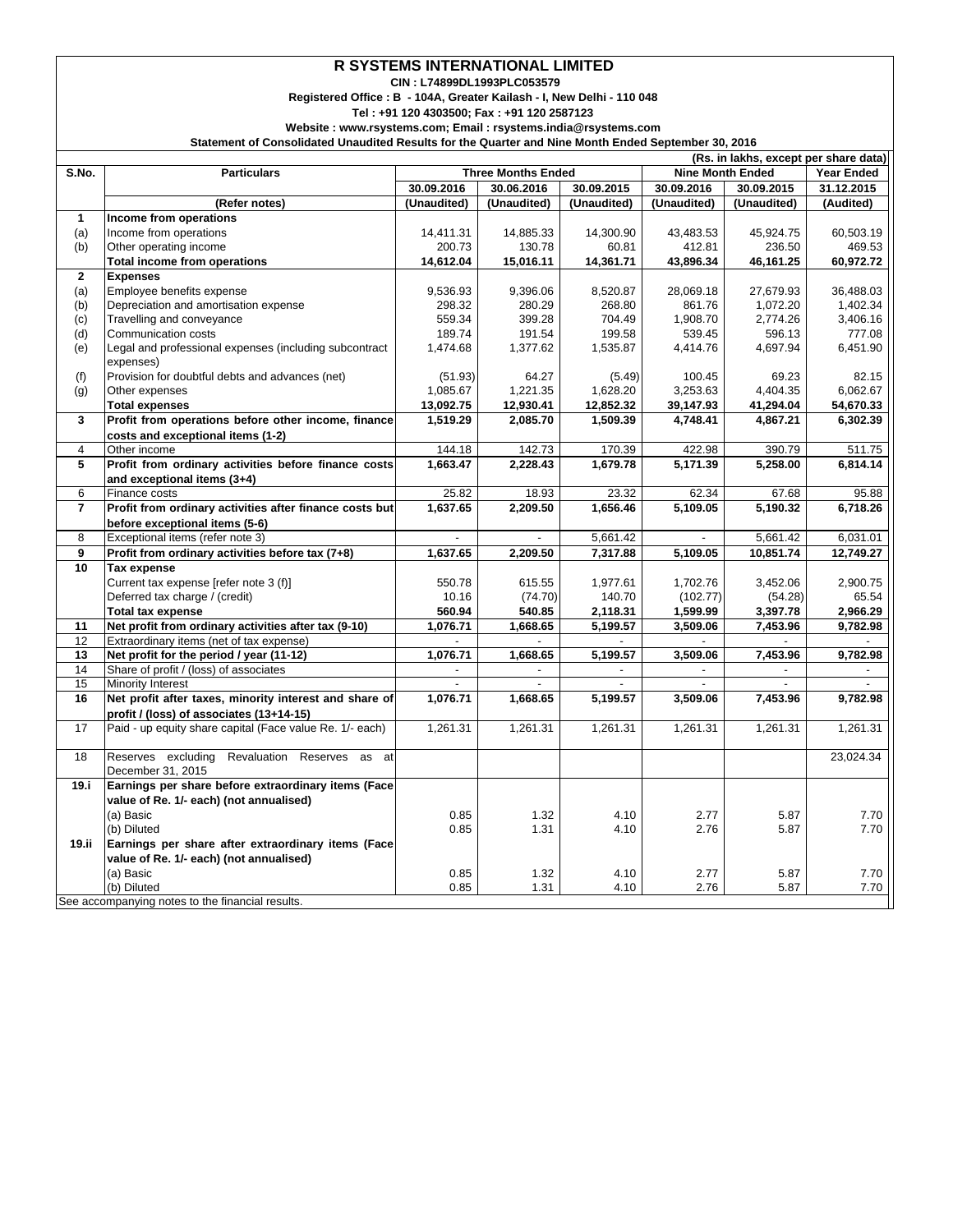# R SYSTEMS INTERNATIONAL LIMITED

**CIN : L74899DL1993PLC053579**

**Registered Office : B - 104A, Greater Kailash - I, New Delhi - 110 048**

**Tel : +91 120 4303500; Fax : +91 120 2587123**

**Website : www.rsystems.com; Email : rsystems.india@rsystems.com**

**Statement of Consolidated Unaudited Results for the Quarter and Nine Month Ended September 30, 2016**

**(Rs. in lakhs, except per share data)**

| S.No. | Particulars | Three Months Ended | | | Nine Month Ended | | Year Ended |
|---|---|---|---|---|---|---|---|
| | | 30.09.2016 | 30.06.2016 | 30.09.2015 | 30.09.2016 | 30.09.2015 | 31.12.2015 |
| | (Refer notes) | (Unaudited) | (Unaudited) | (Unaudited) | (Unaudited) | (Unaudited) | (Audited) |
| 1 | **Income from operations** | | | | | | |
| (a) | Income from operations | 14,411.31 | 14,885.33 | 14,300.90 | 43,483.53 | 45,924.75 | 60,503.19 |
| (b) | Other operating income | 200.73 | 130.78 | 60.81 | 412.81 | 236.50 | 469.53 |
| | **Total income from operations** | **14,612.04** | **15,016.11** | **14,361.71** | **43,896.34** | **46,161.25** | **60,972.72** |
| 2 | **Expenses** | | | | | | |
| (a) | Employee benefits expense | 9,536.93 | 9,396.06 | 8,520.87 | 28,069.18 | 27,679.93 | 36,488.03 |
| (b) | Depreciation and amortisation expense | 298.32 | 280.29 | 268.80 | 861.76 | 1,072.20 | 1,402.34 |
| (c) | Travelling and conveyance | 559.34 | 399.28 | 704.49 | 1,908.70 | 2,774.26 | 3,406.16 |
| (d) | Communication costs | 189.74 | 191.54 | 199.58 | 539.45 | 596.13 | 777.08 |
| (e) | Legal and professional expenses (including subcontract expenses) | 1,474.68 | 1,377.62 | 1,535.87 | 4,414.76 | 4,697.94 | 6,451.90 |
| (f) | Provision for doubtful debts and advances (net) | (51.93) | 64.27 | (5.49) | 100.45 | 69.23 | 82.15 |
| (g) | Other expenses | 1,085.67 | 1,221.35 | 1,628.20 | 3,253.63 | 4,404.35 | 6,062.67 |
| | **Total expenses** | **13,092.75** | **12,930.41** | **12,852.32** | **39,147.93** | **41,294.04** | **54,670.33** |
| 3 | **Profit from operations before other income, finance costs and exceptional items (1-2)** | **1,519.29** | **2,085.70** | **1,509.39** | **4,748.41** | **4,867.21** | **6,302.39** |
| 4 | Other income | 144.18 | 142.73 | 170.39 | 422.98 | 390.79 | 511.75 |
| 5 | **Profit from ordinary activities before finance costs and exceptional items (3+4)** | **1,663.47** | **2,228.43** | **1,679.78** | **5,171.39** | **5,258.00** | **6,814.14** |
| 6 | Finance costs | 25.82 | 18.93 | 23.32 | 62.34 | 67.68 | 95.88 |
| 7 | **Profit from ordinary activities after finance costs but before exceptional items (5-6)** | **1,637.65** | **2,209.50** | **1,656.46** | **5,109.05** | **5,190.32** | **6,718.26** |
| 8 | Exceptional items (refer note 3) | - | - | 5,661.42 | - | 5,661.42 | 6,031.01 |
| 9 | **Profit from ordinary activities before tax (7+8)** | **1,637.65** | **2,209.50** | **7,317.88** | **5,109.05** | **10,851.74** | **12,749.27** |
| 10 | **Tax expense** | | | | | | |
| | Current tax expense [refer note 3 (f)] | 550.78 | 615.55 | 1,977.61 | 1,702.76 | 3,452.06 | 2,900.75 |
| | Deferred tax charge / (credit) | 10.16 | (74.70) | 140.70 | (102.77) | (54.28) | 65.54 |
| | **Total tax expense** | **560.94** | **540.85** | **2,118.31** | **1,599.99** | **3,397.78** | **2,966.29** |
| 11 | **Net profit from ordinary activities after tax (9-10)** | **1,076.71** | **1,668.65** | **5,199.57** | **3,509.06** | **7,453.96** | **9,782.98** |
| 12 | Extraordinary items (net of tax expense) | - | - | - | - | - | - |
| 13 | **Net profit for the period / year (11-12)** | **1,076.71** | **1,668.65** | **5,199.57** | **3,509.06** | **7,453.96** | **9,782.98** |
| 14 | Share of profit / (loss) of associates | - | - | - | - | - | - |
| 15 | Minority Interest | - | - | - | - | - | - |
| 16 | **Net profit after taxes, minority interest and share of profit / (loss) of associates (13+14-15)** | **1,076.71** | **1,668.65** | **5,199.57** | **3,509.06** | **7,453.96** | **9,782.98** |
| 17 | Paid - up equity share capital (Face value Re. 1/- each) | 1,261.31 | 1,261.31 | 1,261.31 | 1,261.31 | 1,261.31 | 1,261.31 |
| 18 | Reserves excluding Revaluation Reserves as at December 31, 2015 | | | | | | 23,024.34 |
| 19.i | **Earnings per share before extraordinary items (Face value of Re. 1/- each) (not annualised)** | | | | | | |
| | (a) Basic | 0.85 | 1.32 | 4.10 | 2.77 | 5.87 | 7.70 |
| | (b) Diluted | 0.85 | 1.31 | 4.10 | 2.76 | 5.87 | 7.70 |
| 19.ii | **Earnings per share after extraordinary items (Face value of Re. 1/- each) (not annualised)** | | | | | | |
| | (a) Basic | 0.85 | 1.32 | 4.10 | 2.77 | 5.87 | 7.70 |
| | (b) Diluted | 0.85 | 1.31 | 4.10 | 2.76 | 5.87 | 7.70 |

See accompanying notes to the financial results.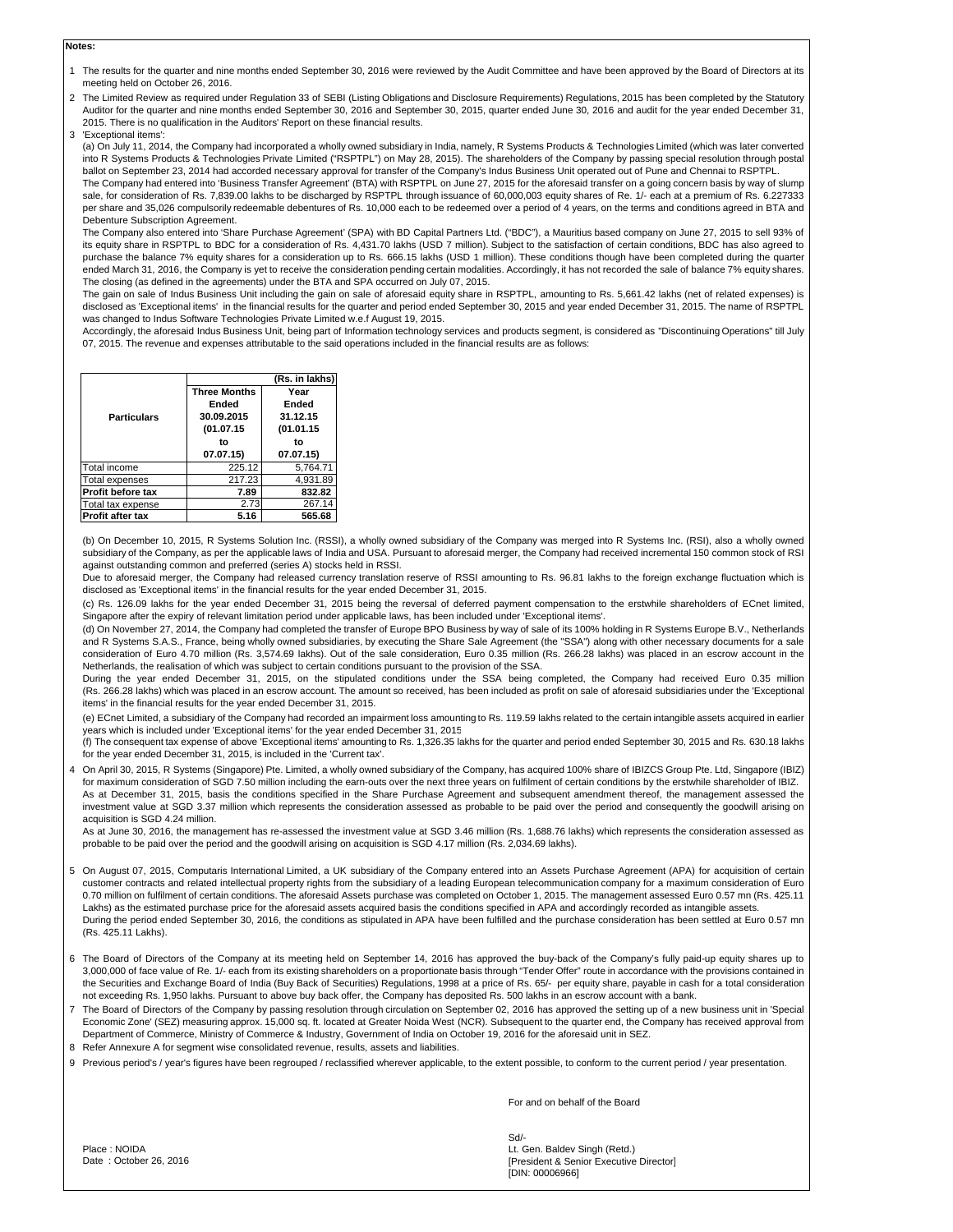**Notes:**

1 The results for the quarter and nine months ended September 30, 2016 were reviewed by the Audit Committee and have been approved by the Board of Directors at its meeting held on October 26, 2016.

2 The Limited Review as required under Regulation 33 of SEBI (Listing Obligations and Disclosure Requirements) Regulations, 2015 has been completed by the Statutory Auditor for the quarter and nine months ended September 30, 2016 and September 30, 2015, quarter ended June 30, 2016 and audit for the year ended December 31, 2015. There is no qualification in the Auditors' Report on these financial results.

3 'Exceptional items':

(a) On July 11, 2014, the Company had incorporated a wholly owned subsidiary in India, namely, R Systems Products & Technologies Limited (which was later converted into R Systems Products & Technologies Private Limited ("RSPTPL") on May 28, 2015). The shareholders of the Company by passing special resolution through postal ballot on September 23, 2014 had accorded necessary approval for transfer of the Company's Indus Business Unit operated out of Pune and Chennai to RSPTPL.

The Company had entered into 'Business Transfer Agreement' (BTA) with RSPTPL on June 27, 2015 for the aforesaid transfer on a going concern basis by way of slump sale, for consideration of Rs. 7,839.00 lakhs to be discharged by RSPTPL through issuance of 60,000,003 equity shares of Re. 1/- each at a premium of Rs. 6.227333 per share and 35,026 compulsorily redeemable debentures of Rs. 10,000 each to be redeemed over a period of 4 years, on the terms and conditions agreed in BTA and Debenture Subscription Agreement.

The Company also entered into 'Share Purchase Agreement' (SPA) with BD Capital Partners Ltd. ("BDC"), a Mauritius based company on June 27, 2015 to sell 93% of its equity share in RSPTPL to BDC for a consideration of Rs. 4,431.70 lakhs (USD 7 million). Subject to the satisfaction of certain conditions, BDC has also agreed to purchase the balance 7% equity shares for a consideration up to Rs. 666.15 lakhs (USD 1 million). These conditions though have been completed during the quarter ended March 31, 2016, the Company is yet to receive the consideration pending certain modalities. Accordingly, it has not recorded the sale of balance 7% equity shares. The closing (as defined in the agreements) under the BTA and SPA occurred on July 07, 2015.

The gain on sale of Indus Business Unit including the gain on sale of aforesaid equity share in RSPTPL, amounting to Rs. 5,661.42 lakhs (net of related expenses) is disclosed as 'Exceptional items' in the financial results for the quarter and period ended September 30, 2015 and year ended December 31, 2015. The name of RSPTPL was changed to Indus Software Technologies Private Limited w.e.f August 19, 2015.

Accordingly, the aforesaid Indus Business Unit, being part of Information technology services and products segment, is considered as "Discontinuing Operations" till July 07, 2015. The revenue and expenses attributable to the said operations included in the financial results are as follows:

| | | (Rs. in lakhs) |
|---|---|---|
| **Particulars** | **Three Months Ended 30.09.2015 (01.07.15 to 07.07.15)** | **Year Ended 31.12.15 (01.01.15 to 07.07.15)** |
| Total income | 225.12 | 5,764.71 |
| Total expenses | 217.23 | 4,931.89 |
| **Profit before tax** | **7.89** | **832.82** |
| Total tax expense | 2.73 | 267.14 |
| **Profit after tax** | **5.16** | **565.68** |

(b) On December 10, 2015, R Systems Solution Inc. (RSSI), a wholly owned subsidiary of the Company was merged into R Systems Inc. (RSI), also a wholly owned subsidiary of the Company, as per the applicable laws of India and USA. Pursuant to aforesaid merger, the Company had received incremental 150 common stock of RSI against outstanding common and preferred (series A) stocks held in RSSI.

Due to aforesaid merger, the Company had released currency translation reserve of RSSI amounting to Rs. 96.81 lakhs to the foreign exchange fluctuation which is disclosed as 'Exceptional items' in the financial results for the year ended December 31, 2015.

(c) Rs. 126.09 lakhs for the year ended December 31, 2015 being the reversal of deferred payment compensation to the erstwhile shareholders of ECnet limited, Singapore after the expiry of relevant limitation period under applicable laws, has been included under 'Exceptional items'.

(d) On November 27, 2014, the Company had completed the transfer of Europe BPO Business by way of sale of its 100% holding in R Systems Europe B.V., Netherlands and R Systems S.A.S., France, being wholly owned subsidiaries, by executing the Share Sale Agreement (the "SSA") along with other necessary documents for a sale consideration of Euro 4.70 million (Rs. 3,574.69 lakhs). Out of the sale consideration, Euro 0.35 million (Rs. 266.28 lakhs) was placed in an escrow account in the Netherlands, the realisation of which was subject to certain conditions pursuant to the provision of the SSA.

During the year ended December 31, 2015, on the stipulated conditions under the SSA being completed, the Company had received Euro 0.35 million (Rs. 266.28 lakhs) which was placed in an escrow account. The amount so received, has been included as profit on sale of aforesaid subsidiaries under the 'Exceptional items' in the financial results for the year ended December 31, 2015.

(e) ECnet Limited, a subsidiary of the Company had recorded an impairment loss amounting to Rs. 119.59 lakhs related to the certain intangible assets acquired in earlier years which is included under 'Exceptional items' for the year ended December 31, 2015

(f) The consequent tax expense of above 'Exceptional items' amounting to Rs. 1,326.35 lakhs for the quarter and period ended September 30, 2015 and Rs. 630.18 lakhs for the year ended December 31, 2015, is included in the 'Current tax'.

4 On April 30, 2015, R Systems (Singapore) Pte. Limited, a wholly owned subsidiary of the Company, has acquired 100% share of IBIZCS Group Pte. Ltd, Singapore (IBIZ) for maximum consideration of SGD 7.50 million including the earn-outs over the next three years on fulfilment of certain conditions by the erstwhile shareholder of IBIZ.

As at December 31, 2015, basis the conditions specified in the Share Purchase Agreement and subsequent amendment thereof, the management assessed the investment value at SGD 3.37 million which represents the consideration assessed as probable to be paid over the period and consequently the goodwill arising on acquisition is SGD 4.24 million.

As at June 30, 2016, the management has re-assessed the investment value at SGD 3.46 million (Rs. 1,688.76 lakhs) which represents the consideration assessed as probable to be paid over the period and the goodwill arising on acquisition is SGD 4.17 million (Rs. 2,034.69 lakhs).

5 On August 07, 2015, Computaris International Limited, a UK subsidiary of the Company entered into an Assets Purchase Agreement (APA) for acquisition of certain customer contracts and related intellectual property rights from the subsidiary of a leading European telecommunication company for a maximum consideration of Euro 0.70 million on fulfilment of certain conditions. The aforesaid Assets purchase was completed on October 1, 2015. The management assessed Euro 0.57 mn (Rs. 425.11 Lakhs) as the estimated purchase price for the aforesaid assets acquired basis the conditions specified in APA and accordingly recorded as intangible assets.

During the period ended September 30, 2016, the conditions as stipulated in APA have been fulfilled and the purchase consideration has been settled at Euro 0.57 mn (Rs. 425.11 Lakhs).

6 The Board of Directors of the Company at its meeting held on September 14, 2016 has approved the buy-back of the Company's fully paid-up equity shares up to 3,000,000 of face value of Re. 1/- each from its existing shareholders on a proportionate basis through "Tender Offer" route in accordance with the provisions contained in the Securities and Exchange Board of India (Buy Back of Securities) Regulations, 1998 at a price of Rs. 65/- per equity share, payable in cash for a total consideration not exceeding Rs. 1,950 lakhs. Pursuant to above buy back offer, the Company has deposited Rs. 500 lakhs in an escrow account with a bank.

7 The Board of Directors of the Company by passing resolution through circulation on September 02, 2016 has approved the setting up of a new business unit in 'Special Economic Zone' (SEZ) measuring approx. 15,000 sq. ft. located at Greater Noida West (NCR). Subsequent to the quarter end, the Company has received approval from Department of Commerce, Ministry of Commerce & Industry, Government of India on October 19, 2016 for the aforesaid unit in SEZ.

8 Refer Annexure A for segment wise consolidated revenue, results, assets and liabilities.

9 Previous period's / year's figures have been regrouped / reclassified wherever applicable, to the extent possible, to conform to the current period / year presentation.

For and on behalf of the Board

Sd/-
Lt. Gen. Baldev Singh (Retd.)
[President & Senior Executive Director]
[DIN: 00006966]

Place : NOIDA
Date : October 26, 2016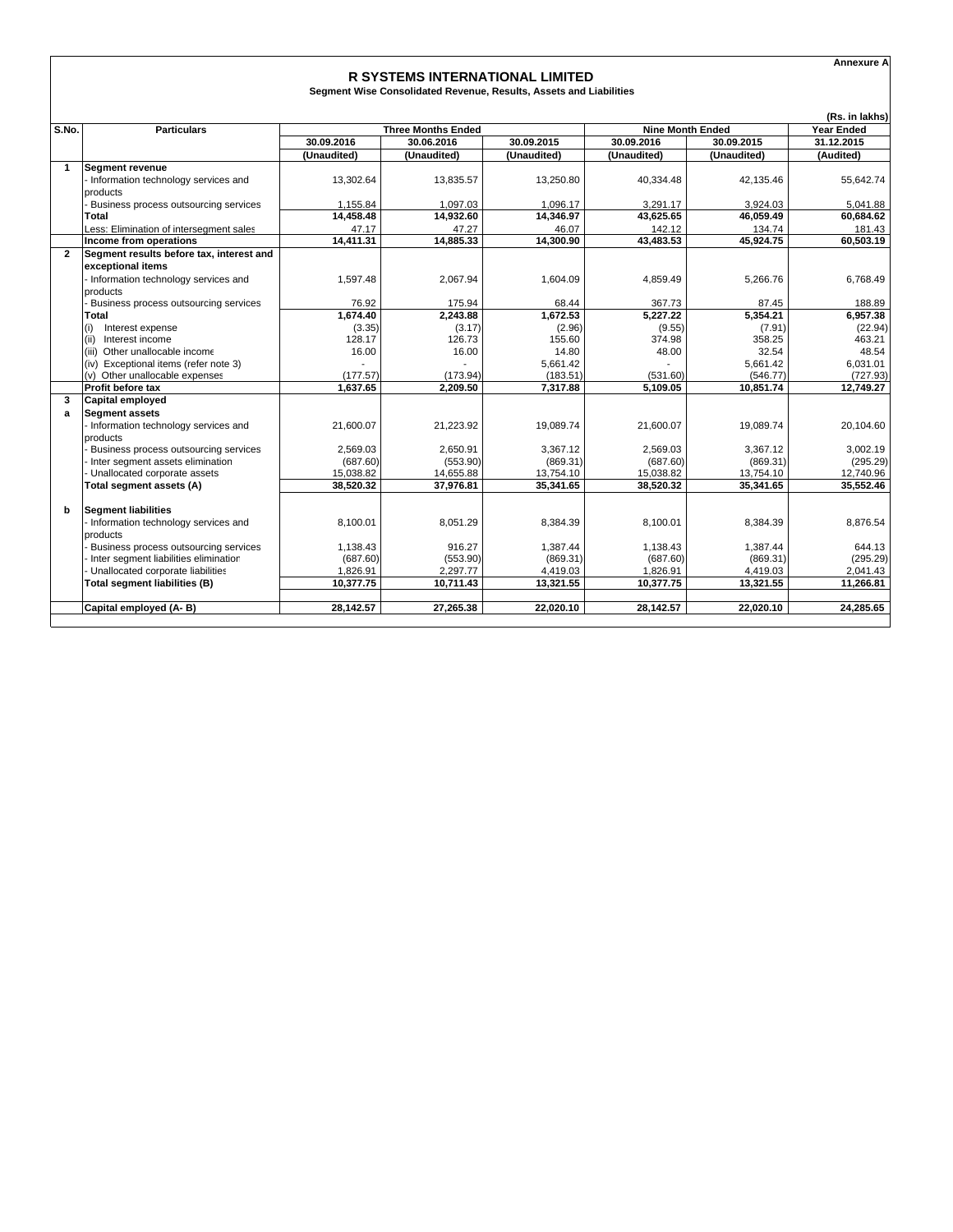Annexure A

# R SYSTEMS INTERNATIONAL LIMITED

## Segment Wise Consolidated Revenue, Results, Assets and Liabilities

(Rs. in lakhs)

| S.No. | Particulars | Three Months Ended | | | Nine Month Ended | | Year Ended |
|---|---|---|---|---|---|---|---|
| | | 30.09.2016 | 30.06.2016 | 30.09.2015 | 30.09.2016 | 30.09.2015 | 31.12.2015 |
| | | (Unaudited) | (Unaudited) | (Unaudited) | (Unaudited) | (Unaudited) | (Audited) |
| **1** | **Segment revenue** | | | | | | |
| | - Information technology services and products | 13,302.64 | 13,835.57 | 13,250.80 | 40,334.48 | 42,135.46 | 55,642.74 |
| | - Business process outsourcing services | 1,155.84 | 1,097.03 | 1,096.17 | 3,291.17 | 3,924.03 | 5,041.88 |
| | **Total** | **14,458.48** | **14,932.60** | **14,346.97** | **43,625.65** | **46,059.49** | **60,684.62** |
| | Less: Elimination of intersegment sales | 47.17 | 47.27 | 46.07 | 142.12 | 134.74 | 181.43 |
| | **Income from operations** | **14,411.31** | **14,885.33** | **14,300.90** | **43,483.53** | **45,924.75** | **60,503.19** |
| **2** | **Segment results before tax, interest and exceptional items** | | | | | | |
| | - Information technology services and products | 1,597.48 | 2,067.94 | 1,604.09 | 4,859.49 | 5,266.76 | 6,768.49 |
| | - Business process outsourcing services | 76.92 | 175.94 | 68.44 | 367.73 | 87.45 | 188.89 |
| | **Total** | **1,674.40** | **2,243.88** | **1,672.53** | **5,227.22** | **5,354.21** | **6,957.38** |
| | (i) Interest expense | (3.35) | (3.17) | (2.96) | (9.55) | (7.91) | (22.94) |
| | (ii) Interest income | 128.17 | 126.73 | 155.60 | 374.98 | 358.25 | 463.21 |
| | (iii) Other unallocable income | 16.00 | 16.00 | 14.80 | 48.00 | 32.54 | 48.54 |
| | (iv) Exceptional items (refer note 3) | - | - | 5,661.42 | - | 5,661.42 | 6,031.01 |
| | (v) Other unallocable expenses | (177.57) | (173.94) | (183.51) | (531.60) | (546.77) | (727.93) |
| | **Profit before tax** | **1,637.65** | **2,209.50** | **7,317.88** | **5,109.05** | **10,851.74** | **12,749.27** |
| **3** | **Capital employed** | | | | | | |
| **a** | **Segment assets** | | | | | | |
| | - Information technology services and products | 21,600.07 | 21,223.92 | 19,089.74 | 21,600.07 | 19,089.74 | 20,104.60 |
| | - Business process outsourcing services | 2,569.03 | 2,650.91 | 3,367.12 | 2,569.03 | 3,367.12 | 3,002.19 |
| | - Inter segment assets elimination | (687.60) | (553.90) | (869.31) | (687.60) | (869.31) | (295.29) |
| | - Unallocated corporate assets | 15,038.82 | 14,655.88 | 13,754.10 | 15,038.82 | 13,754.10 | 12,740.96 |
| | **Total segment assets (A)** | **38,520.32** | **37,976.81** | **35,341.65** | **38,520.32** | **35,341.65** | **35,552.46** |
| **b** | **Segment liabilities** | | | | | | |
| | - Information technology services and products | 8,100.01 | 8,051.29 | 8,384.39 | 8,100.01 | 8,384.39 | 8,876.54 |
| | - Business process outsourcing services | 1,138.43 | 916.27 | 1,387.44 | 1,138.43 | 1,387.44 | 644.13 |
| | - Inter segment liabilities elimination | (687.60) | (553.90) | (869.31) | (687.60) | (869.31) | (295.29) |
| | - Unallocated corporate liabilities | 1,826.91 | 2,297.77 | 4,419.03 | 1,826.91 | 4,419.03 | 2,041.43 |
| | **Total segment liabilities (B)** | **10,377.75** | **10,711.43** | **13,321.55** | **10,377.75** | **13,321.55** | **11,266.81** |
| | **Capital employed (A- B)** | **28,142.57** | **27,265.38** | **22,020.10** | **28,142.57** | **22,020.10** | **24,285.65** |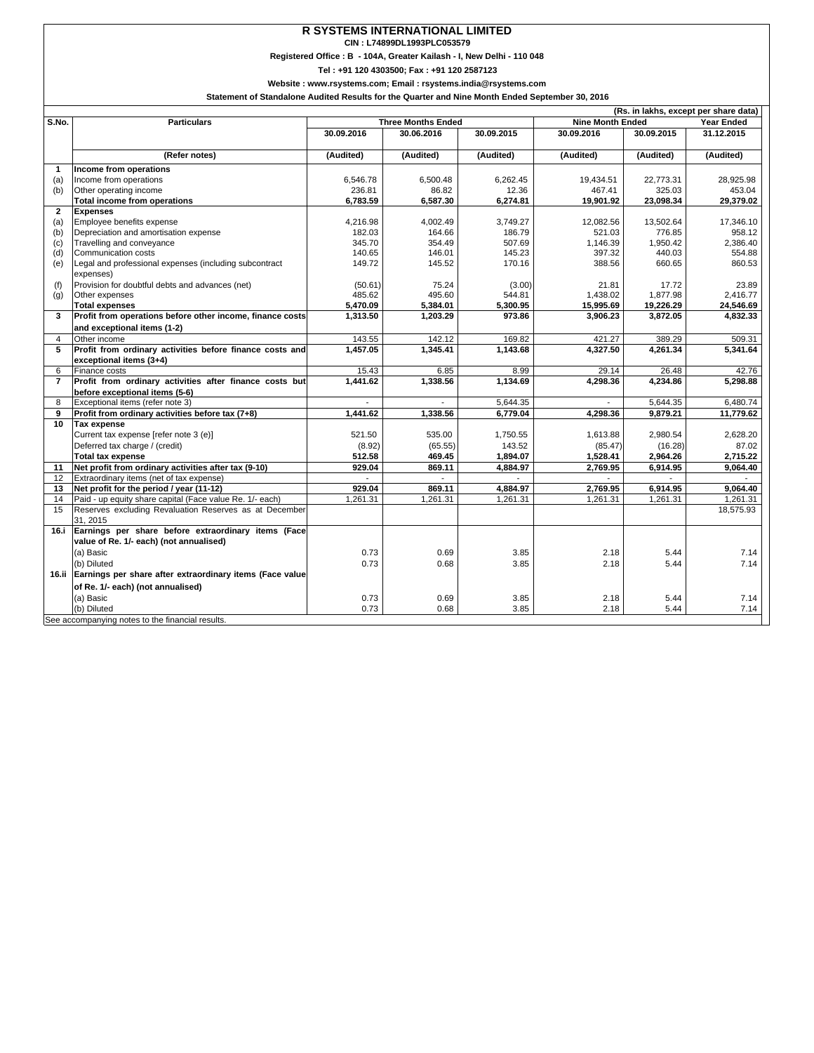# R SYSTEMS INTERNATIONAL LIMITED

**CIN : L74899DL1993PLC053579**

**Registered Office : B - 104A, Greater Kailash - I, New Delhi - 110 048**

**Tel : +91 120 4303500; Fax : +91 120 2587123**

**Website : www.rsystems.com; Email : rsystems.india@rsystems.com**

**Statement of Standalone Audited Results for the Quarter and Nine Month Ended September 30, 2016**

(Rs. in lakhs, except per share data)

| S.No. | Particulars | Three Months Ended | | | Nine Month Ended | | Year Ended |
|---|---|---|---|---|---|---|---|
| | | 30.09.2016 | 30.06.2016 | 30.09.2015 | 30.09.2016 | 30.09.2015 | 31.12.2015 |
| | (Refer notes) | (Audited) | (Audited) | (Audited) | (Audited) | (Audited) | (Audited) |
| 1 | **Income from operations** | | | | | | |
| (a) | Income from operations | 6,546.78 | 6,500.48 | 6,262.45 | 19,434.51 | 22,773.31 | 28,925.98 |
| (b) | Other operating income | 236.81 | 86.82 | 12.36 | 467.41 | 325.03 | 453.04 |
| | **Total income from operations** | **6,783.59** | **6,587.30** | **6,274.81** | **19,901.92** | **23,098.34** | **29,379.02** |
| 2 | **Expenses** | | | | | | |
| (a) | Employee benefits expense | 4,216.98 | 4,002.49 | 3,749.27 | 12,082.56 | 13,502.64 | 17,346.10 |
| (b) | Depreciation and amortisation expense | 182.03 | 164.66 | 186.79 | 521.03 | 776.85 | 958.12 |
| (c) | Travelling and conveyance | 345.70 | 354.49 | 507.69 | 1,146.39 | 1,950.42 | 2,386.40 |
| (d) | Communication costs | 140.65 | 146.01 | 145.23 | 397.32 | 440.03 | 554.88 |
| (e) | Legal and professional expenses (including subcontract expenses) | 149.72 | 145.52 | 170.16 | 388.56 | 660.65 | 860.53 |
| (f) | Provision for doubtful debts and advances (net) | (50.61) | 75.24 | (3.00) | 21.81 | 17.72 | 23.89 |
| (g) | Other expenses | 485.62 | 495.60 | 544.81 | 1,438.02 | 1,877.98 | 2,416.77 |
| | **Total expenses** | **5,470.09** | **5,384.01** | **5,300.95** | **15,995.69** | **19,226.29** | **24,546.69** |
| 3 | **Profit from operations before other income, finance costs and exceptional items (1-2)** | **1,313.50** | **1,203.29** | **973.86** | **3,906.23** | **3,872.05** | **4,832.33** |
| 4 | Other income | 143.55 | 142.12 | 169.82 | 421.27 | 389.29 | 509.31 |
| 5 | **Profit from ordinary activities before finance costs and exceptional items (3+4)** | **1,457.05** | **1,345.41** | **1,143.68** | **4,327.50** | **4,261.34** | **5,341.64** |
| 6 | Finance costs | 15.43 | 6.85 | 8.99 | 29.14 | 26.48 | 42.76 |
| 7 | **Profit from ordinary activities after finance costs but before exceptional items (5-6)** | **1,441.62** | **1,338.56** | **1,134.69** | **4,298.36** | **4,234.86** | **5,298.88** |
| 8 | Exceptional items (refer note 3) | - | - | 5,644.35 | - | 5,644.35 | 6,480.74 |
| 9 | **Profit from ordinary activities before tax (7+8)** | **1,441.62** | **1,338.56** | **6,779.04** | **4,298.36** | **9,879.21** | **11,779.62** |
| 10 | **Tax expense** | | | | | | |
| | Current tax expense [refer note 3 (e)] | 521.50 | 535.00 | 1,750.55 | 1,613.88 | 2,980.54 | 2,628.20 |
| | Deferred tax charge / (credit) | (8.92) | (65.55) | 143.52 | (85.47) | (16.28) | 87.02 |
| | **Total tax expense** | **512.58** | **469.45** | **1,894.07** | **1,528.41** | **2,964.26** | **2,715.22** |
| 11 | **Net profit from ordinary activities after tax (9-10)** | **929.04** | **869.11** | **4,884.97** | **2,769.95** | **6,914.95** | **9,064.40** |
| 12 | Extraordinary items (net of tax expense) | - | - | - | - | - | - |
| 13 | **Net profit for the period / year (11-12)** | **929.04** | **869.11** | **4,884.97** | **2,769.95** | **6,914.95** | **9,064.40** |
| 14 | Paid - up equity share capital (Face value Re. 1/- each) | 1,261.31 | 1,261.31 | 1,261.31 | 1,261.31 | 1,261.31 | 1,261.31 |
| 15 | Reserves excluding Revaluation Reserves as at December 31, 2015 | | | | | | 18,575.93 |
| 16.i | **Earnings per share before extraordinary items (Face value of Re. 1/- each) (not annualised)** | | | | | | |
| | (a) Basic | 0.73 | 0.69 | 3.85 | 2.18 | 5.44 | 7.14 |
| | (b) Diluted | 0.73 | 0.68 | 3.85 | 2.18 | 5.44 | 7.14 |
| 16.ii | **Earnings per share after extraordinary items (Face value of Re. 1/- each) (not annualised)** | | | | | | |
| | (a) Basic | 0.73 | 0.69 | 3.85 | 2.18 | 5.44 | 7.14 |
| | (b) Diluted | 0.73 | 0.68 | 3.85 | 2.18 | 5.44 | 7.14 |

See accompanying notes to the financial results.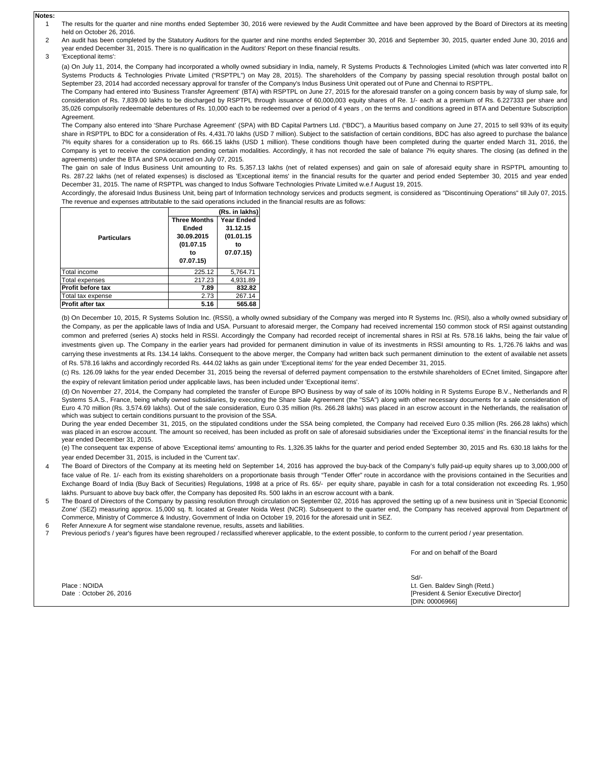**Notes:**

1. The results for the quarter and nine months ended September 30, 2016 were reviewed by the Audit Committee and have been approved by the Board of Directors at its meeting held on October 26, 2016.
2. An audit has been completed by the Statutory Auditors for the quarter and nine months ended September 30, 2016 and September 30, 2015, quarter ended June 30, 2016 and year ended December 31, 2015. There is no qualification in the Auditors' Report on these financial results.
3. 'Exceptional items':

(a) On July 11, 2014, the Company had incorporated a wholly owned subsidiary in India, namely, R Systems Products & Technologies Limited (which was later converted into R Systems Products & Technologies Private Limited ("RSPTPL") on May 28, 2015). The shareholders of the Company by passing special resolution through postal ballot on September 23, 2014 had accorded necessary approval for transfer of the Company's Indus Business Unit operated out of Pune and Chennai to RSPTPL.

The Company had entered into 'Business Transfer Agreement' (BTA) with RSPTPL on June 27, 2015 for the aforesaid transfer on a going concern basis by way of slump sale, for consideration of Rs. 7,839.00 lakhs to be discharged by RSPTPL through issuance of 60,000,003 equity shares of Re. 1/- each at a premium of Rs. 6.227333 per share and 35,026 compulsorily redeemable debentures of Rs. 10,000 each to be redeemed over a period of 4 years , on the terms and conditions agreed in BTA and Debenture Subscription Agreement.

The Company also entered into 'Share Purchase Agreement' (SPA) with BD Capital Partners Ltd. ("BDC"), a Mauritius based company on June 27, 2015 to sell 93% of its equity share in RSPTPL to BDC for a consideration of Rs. 4,431.70 lakhs (USD 7 million). Subject to the satisfaction of certain conditions, BDC has also agreed to purchase the balance 7% equity shares for a consideration up to Rs. 666.15 lakhs (USD 1 million). These conditions though have been completed during the quarter ended March 31, 2016, the Company is yet to receive the consideration pending certain modalities. Accordingly, it has not recorded the sale of balance 7% equity shares. The closing (as defined in the agreements) under the BTA and SPA occurred on July 07, 2015.

The gain on sale of Indus Business Unit amounting to Rs. 5,357.13 lakhs (net of related expenses) and gain on sale of aforesaid equity share in RSPTPL amounting to Rs. 287.22 lakhs (net of related expenses) is disclosed as 'Exceptional items' in the financial results for the quarter and period ended September 30, 2015 and year ended December 31, 2015. The name of RSPTPL was changed to Indus Software Technologies Private Limited w.e.f August 19, 2015.

Accordingly, the aforesaid Indus Business Unit, being part of Information technology services and products segment, is considered as "Discontinuing Operations" till July 07, 2015. The revenue and expenses attributable to the said operations included in the financial results are as follows:

| Particulars | Three Months Ended 30.09.2015 (01.07.15 to 07.07.15) | Year Ended 31.12.15 (01.01.15 to 07.07.15) |
|---|---|---|
| | | (Rs. in lakhs) |
| Total income | 225.12 | 5,764.71 |
| Total expenses | 217.23 | 4,931.89 |
| **Profit before tax** | **7.89** | **832.82** |
| Total tax expense | 2.73 | 267.14 |
| **Profit after tax** | **5.16** | **565.68** |

(b) On December 10, 2015, R Systems Solution Inc. (RSSI), a wholly owned subsidiary of the Company was merged into R Systems Inc. (RSI), also a wholly owned subsidiary of the Company, as per the applicable laws of India and USA. Pursuant to aforesaid merger, the Company had received incremental 150 common stock of RSI against outstanding common and preferred (series A) stocks held in RSSI. Accordingly the Company had recorded receipt of incremental shares in RSI at Rs. 578.16 lakhs, being the fair value of investments given up. The Company in the earlier years had provided for permanent diminution in value of its investments in RSSI amounting to Rs. 1,726.76 lakhs and was carrying these investments at Rs. 134.14 lakhs. Consequent to the above merger, the Company had written back such permanent diminution to the extent of available net assets of Rs. 578.16 lakhs and accordingly recorded Rs. 444.02 lakhs as gain under 'Exceptional items' for the year ended December 31, 2015.

(c) Rs. 126.09 lakhs for the year ended December 31, 2015 being the reversal of deferred payment compensation to the erstwhile shareholders of ECnet limited, Singapore after the expiry of relevant limitation period under applicable laws, has been included under 'Exceptional items'.

(d) On November 27, 2014, the Company had completed the transfer of Europe BPO Business by way of sale of its 100% holding in R Systems Europe B.V., Netherlands and R Systems S.A.S., France, being wholly owned subsidiaries, by executing the Share Sale Agreement (the "SSA") along with other necessary documents for a sale consideration of Euro 4.70 million (Rs. 3,574.69 lakhs). Out of the sale consideration, Euro 0.35 million (Rs. 266.28 lakhs) was placed in an escrow account in the Netherlands, the realisation of which was subject to certain conditions pursuant to the provision of the SSA.

During the year ended December 31, 2015, on the stipulated conditions under the SSA being completed, the Company had received Euro 0.35 million (Rs. 266.28 lakhs) which was placed in an escrow account. The amount so received, has been included as profit on sale of aforesaid subsidiaries under the 'Exceptional items' in the financial results for the year ended December 31, 2015.

(e) The consequent tax expense of above 'Exceptional items' amounting to Rs. 1,326.35 lakhs for the quarter and period ended September 30, 2015 and Rs. 630.18 lakhs for the year ended December 31, 2015, is included in the 'Current tax'.

4. The Board of Directors of the Company at its meeting held on September 14, 2016 has approved the buy-back of the Company's fully paid-up equity shares up to 3,000,000 of face value of Re. 1/- each from its existing shareholders on a proportionate basis through "Tender Offer" route in accordance with the provisions contained in the Securities and Exchange Board of India (Buy Back of Securities) Regulations, 1998 at a price of Rs. 65/- per equity share, payable in cash for a total consideration not exceeding Rs. 1,950 lakhs. Pursuant to above buy back offer, the Company has deposited Rs. 500 lakhs in an escrow account with a bank.
5. The Board of Directors of the Company by passing resolution through circulation on September 02, 2016 has approved the setting up of a new business unit in 'Special Economic Zone' (SEZ) measuring approx. 15,000 sq. ft. located at Greater Noida West (NCR). Subsequent to the quarter end, the Company has received approval from Department of Commerce, Ministry of Commerce & Industry, Government of India on October 19, 2016 for the aforesaid unit in SEZ.
6. Refer Annexure A for segment wise standalone revenue, results, assets and liabilities.
7. Previous period's / year's figures have been regrouped / reclassified wherever applicable, to the extent possible, to conform to the current period / year presentation.

For and on behalf of the Board

Sd/-

Place : NOIDA
Date : October 26, 2016

Lt. Gen. Baldev Singh (Retd.)
[President & Senior Executive Director]
[DIN: 00006966]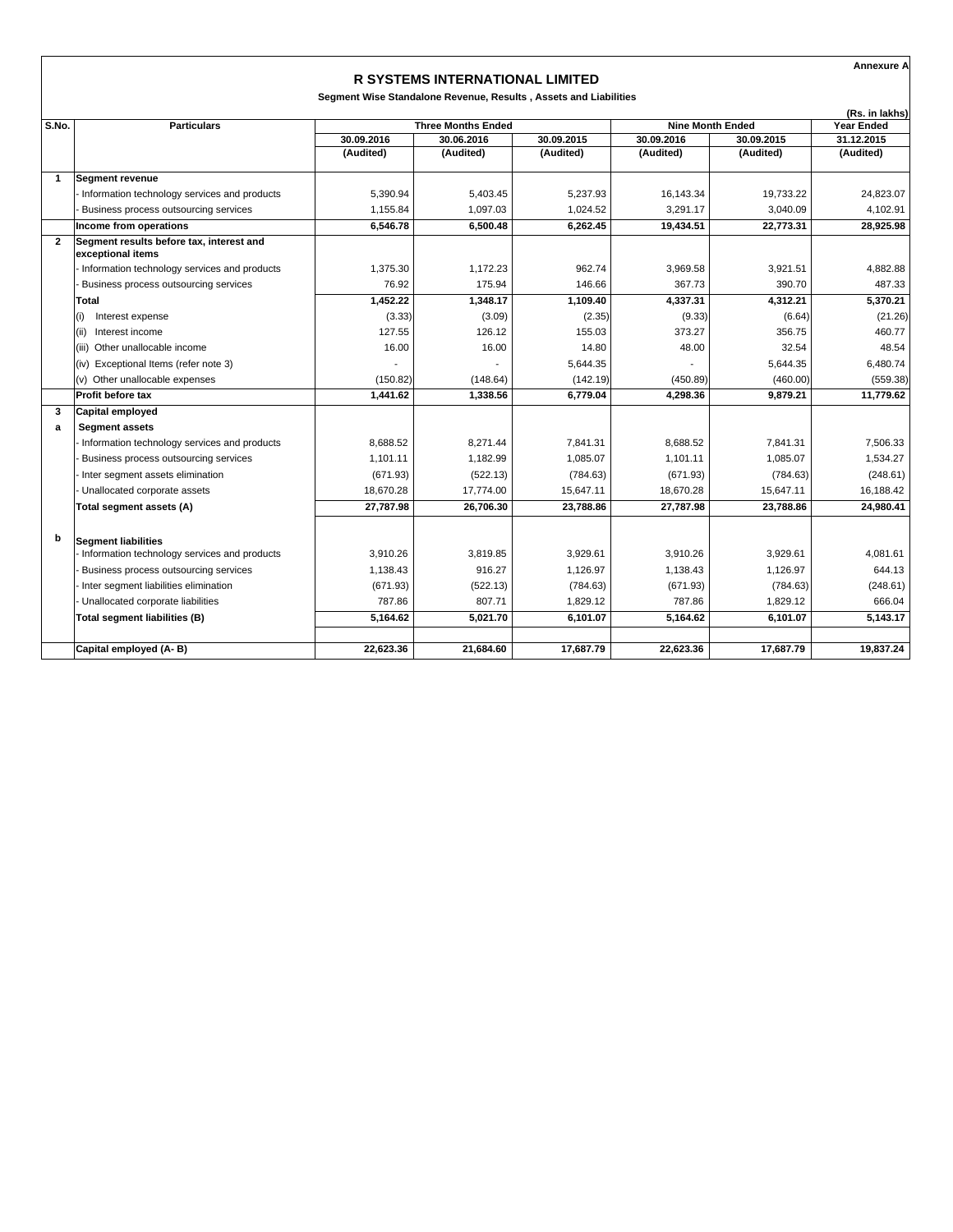Annexure A

# R SYSTEMS INTERNATIONAL LIMITED

**Segment Wise Standalone Revenue, Results , Assets and Liabilities**

(Rs. in lakhs)

| S.No. | Particulars | Three Months Ended | | | Nine Month Ended | | Year Ended |
|---|---|---|---|---|---|---|---|
| | | 30.09.2016 | 30.06.2016 | 30.09.2015 | 30.09.2016 | 30.09.2015 | 31.12.2015 |
| | | (Audited) | (Audited) | (Audited) | (Audited) | (Audited) | (Audited) |
| 1 | **Segment revenue** | | | | | | |
| | - Information technology services and products | 5,390.94 | 5,403.45 | 5,237.93 | 16,143.34 | 19,733.22 | 24,823.07 |
| | - Business process outsourcing services | 1,155.84 | 1,097.03 | 1,024.52 | 3,291.17 | 3,040.09 | 4,102.91 |
| | **Income from operations** | **6,546.78** | **6,500.48** | **6,262.45** | **19,434.51** | **22,773.31** | **28,925.98** |
| 2 | **Segment results before tax, interest and exceptional items** | | | | | | |
| | - Information technology services and products | 1,375.30 | 1,172.23 | 962.74 | 3,969.58 | 3,921.51 | 4,882.88 |
| | - Business process outsourcing services | 76.92 | 175.94 | 146.66 | 367.73 | 390.70 | 487.33 |
| | **Total** | **1,452.22** | **1,348.17** | **1,109.40** | **4,337.31** | **4,312.21** | **5,370.21** |
| | (i) Interest expense | (3.33) | (3.09) | (2.35) | (9.33) | (6.64) | (21.26) |
| | (ii) Interest income | 127.55 | 126.12 | 155.03 | 373.27 | 356.75 | 460.77 |
| | (iii) Other unallocable income | 16.00 | 16.00 | 14.80 | 48.00 | 32.54 | 48.54 |
| | (iv) Exceptional Items (refer note 3) | - | - | 5,644.35 | - | 5,644.35 | 6,480.74 |
| | (v) Other unallocable expenses | (150.82) | (148.64) | (142.19) | (450.89) | (460.00) | (559.38) |
| | **Profit before tax** | **1,441.62** | **1,338.56** | **6,779.04** | **4,298.36** | **9,879.21** | **11,779.62** |
| 3 | **Capital employed** | | | | | | |
| a | **Segment assets** | | | | | | |
| | - Information technology services and products | 8,688.52 | 8,271.44 | 7,841.31 | 8,688.52 | 7,841.31 | 7,506.33 |
| | - Business process outsourcing services | 1,101.11 | 1,182.99 | 1,085.07 | 1,101.11 | 1,085.07 | 1,534.27 |
| | - Inter segment assets elimination | (671.93) | (522.13) | (784.63) | (671.93) | (784.63) | (248.61) |
| | - Unallocated corporate assets | 18,670.28 | 17,774.00 | 15,647.11 | 18,670.28 | 15,647.11 | 16,188.42 |
| | **Total segment assets (A)** | **27,787.98** | **26,706.30** | **23,788.86** | **27,787.98** | **23,788.86** | **24,980.41** |
| b | **Segment liabilities** | | | | | | |
| | - Information technology services and products | 3,910.26 | 3,819.85 | 3,929.61 | 3,910.26 | 3,929.61 | 4,081.61 |
| | - Business process outsourcing services | 1,138.43 | 916.27 | 1,126.97 | 1,138.43 | 1,126.97 | 644.13 |
| | - Inter segment liabilities elimination | (671.93) | (522.13) | (784.63) | (671.93) | (784.63) | (248.61) |
| | - Unallocated corporate liabilities | 787.86 | 807.71 | 1,829.12 | 787.86 | 1,829.12 | 666.04 |
| | **Total segment liabilities (B)** | **5,164.62** | **5,021.70** | **6,101.07** | **5,164.62** | **6,101.07** | **5,143.17** |
| | **Capital employed (A- B)** | **22,623.36** | **21,684.60** | **17,687.79** | **22,623.36** | **17,687.79** | **19,837.24** |